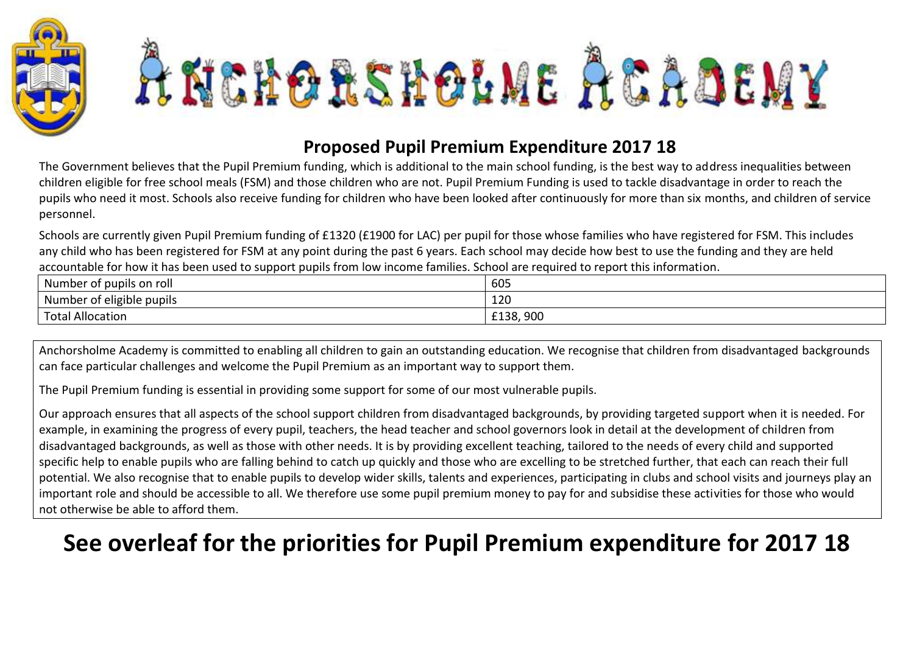# Anchorsholme Academy

## Proposed Pupil Premium Expenditure 2017 18

The Government believes that the Pupil Premium funding, which is additional to the main school funding, is the best way to address inequalities between children eligible for free school meals (FSM) and those children who are not. Pupil Premium Funding is used to tackle disadvantage in order to reach the pupils who need it most. Schools also receive funding for children who have been looked after continuously for more than six months, and children of service personnel.

Schools are currently given Pupil Premium funding of £1320 (£1900 for LAC) per pupil for those whose families who have registered for FSM. This includes any child who has been registered for FSM at any point during the past 6 years. Each school may decide how best to use the funding and they are held accountable for how it has been used to support pupils from low income families. School are required to report this information.

| | |
|---|---|
| Number of pupils on roll | 605 |
| Number of eligible pupils | 120 |
| Total Allocation | £138, 900 |

Anchorsholme Academy is committed to enabling all children to gain an outstanding education. We recognise that children from disadvantaged backgrounds can face particular challenges and welcome the Pupil Premium as an important way to support them.

The Pupil Premium funding is essential in providing some support for some of our most vulnerable pupils.

Our approach ensures that all aspects of the school support children from disadvantaged backgrounds, by providing targeted support when it is needed. For example, in examining the progress of every pupil, teachers, the head teacher and school governors look in detail at the development of children from disadvantaged backgrounds, as well as those with other needs. It is by providing excellent teaching, tailored to the needs of every child and supported specific help to enable pupils who are falling behind to catch up quickly and those who are excelling to be stretched further, that each can reach their full potential. We also recognise that to enable pupils to develop wider skills, talents and experiences, participating in clubs and school visits and journeys play an important role and should be accessible to all. We therefore use some pupil premium money to pay for and subsidise these activities for those who would not otherwise be able to afford them.

# See overleaf for the priorities for Pupil Premium expenditure for 2017 18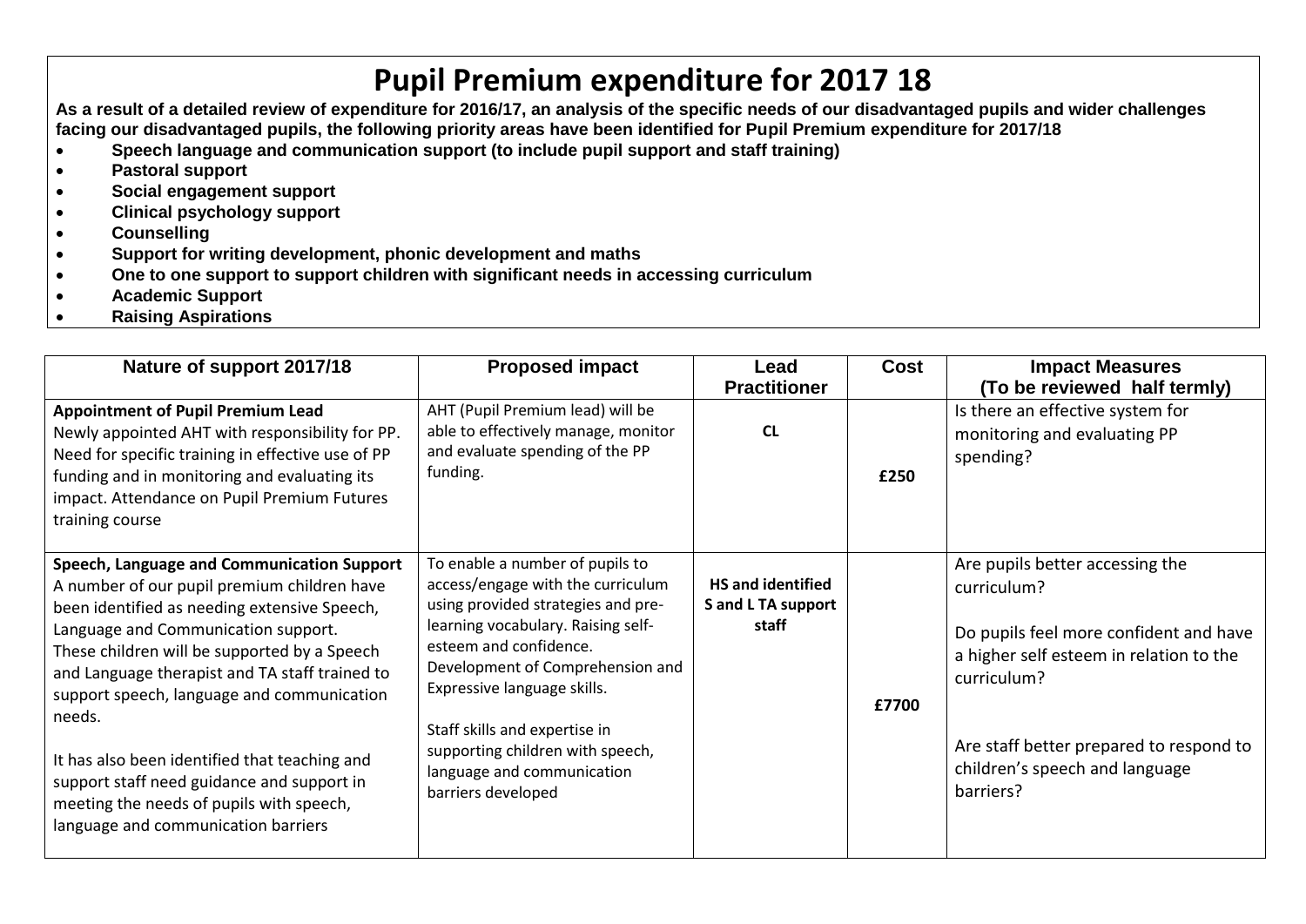# Pupil Premium expenditure for 2017 18

**As a result of a detailed review of expenditure for 2016/17, an analysis of the specific needs of our disadvantaged pupils and wider challenges facing our disadvantaged pupils, the following priority areas have been identified for Pupil Premium expenditure for 2017/18**

- **Speech language and communication support (to include pupil support and staff training)**
- **Pastoral support**
- **Social engagement support**
- **Clinical psychology support**
- **Counselling**
- **Support for writing development, phonic development and maths**
- **One to one support to support children with significant needs in accessing curriculum**
- **Academic Support**
- **Raising Aspirations**

| Nature of support 2017/18 | Proposed impact | Lead Practitioner | Cost | Impact Measures (To be reviewed half termly) |
|---|---|---|---|---|
| **Appointment of Pupil Premium Lead** Newly appointed AHT with responsibility for PP. Need for specific training in effective use of PP funding and in monitoring and evaluating its impact. Attendance on Pupil Premium Futures training course | AHT (Pupil Premium lead) will be able to effectively manage, monitor and evaluate spending of the PP funding. | **CL** | **£250** | Is there an effective system for monitoring and evaluating PP spending? |
| **Speech, Language and Communication Support** A number of our pupil premium children have been identified as needing extensive Speech, Language and Communication support. These children will be supported by a Speech and Language therapist and TA staff trained to support speech, language and communication needs. It has also been identified that teaching and support staff need guidance and support in meeting the needs of pupils with speech, language and communication barriers | To enable a number of pupils to access/engage with the curriculum using provided strategies and pre-learning vocabulary. Raising self-esteem and confidence. Development of Comprehension and Expressive language skills. Staff skills and expertise in supporting children with speech, language and communication barriers developed | **HS and identified S and L TA support staff** | **£7700** | Are pupils better accessing the curriculum? Do pupils feel more confident and have a higher self esteem in relation to the curriculum? Are staff better prepared to respond to children's speech and language barriers? |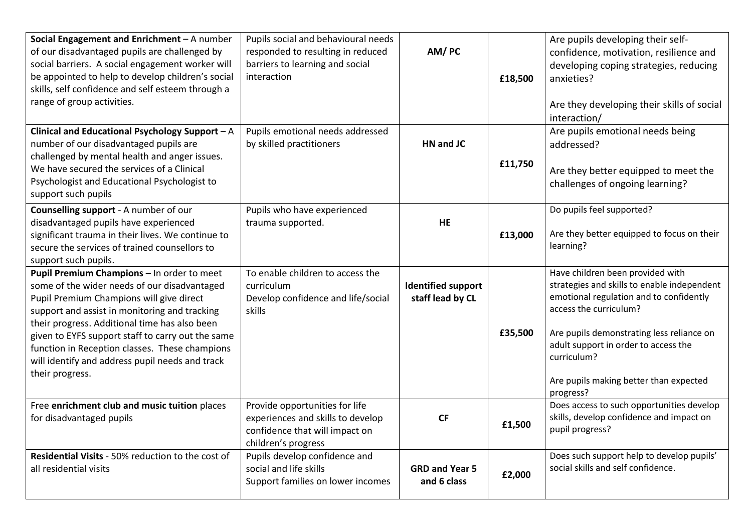| | | | | |
|---|---|---|---|---|
| **Social Engagement and Enrichment** – A number of our disadvantaged pupils are challenged by social barriers. A social engagement worker will be appointed to help to develop children's social skills, self confidence and self esteem through a range of group activities. | Pupils social and behavioural needs responded to resulting in reduced barriers to learning and social interaction | **AM/ PC** | **£18,500** | Are pupils developing their self-confidence, motivation, resilience and developing coping strategies, reducing anxieties?<br><br>Are they developing their skills of social interaction/ |
| **Clinical and Educational Psychology Support** – A number of our disadvantaged pupils are challenged by mental health and anger issues. We have secured the services of a Clinical Psychologist and Educational Psychologist to support such pupils | Pupils emotional needs addressed by skilled practitioners | **HN and JC** | **£11,750** | Are pupils emotional needs being addressed?<br><br>Are they better equipped to meet the challenges of ongoing learning? |
| **Counselling support** - A number of our disadvantaged pupils have experienced significant trauma in their lives. We continue to secure the services of trained counsellors to support such pupils. | Pupils who have experienced trauma supported. | **HE** | **£13,000** | Do pupils feel supported?<br><br>Are they better equipped to focus on their learning? |
| **Pupil Premium Champions** – In order to meet some of the wider needs of our disadvantaged Pupil Premium Champions will give direct support and assist in monitoring and tracking their progress. Additional time has also been given to EYFS support staff to carry out the same function in Reception classes. These champions will identify and address pupil needs and track their progress. | To enable children to access the curriculum<br>Develop confidence and life/social skills | **Identified support staff lead by CL** | **£35,500** | Have children been provided with strategies and skills to enable independent emotional regulation and to confidently access the curriculum?<br><br>Are pupils demonstrating less reliance on adult support in order to access the curriculum?<br><br>Are pupils making better than expected progress? |
| Free **enrichment club and music tuition** places for disadvantaged pupils | Provide opportunities for life experiences and skills to develop confidence that will impact on children's progress | **CF** | **£1,500** | Does access to such opportunities develop skills, develop confidence and impact on pupil progress? |
| **Residential Visits** - 50% reduction to the cost of all residential visits | Pupils develop confidence and social and life skills<br>Support families on lower incomes | **GRD and Year 5 and 6 class** | **£2,000** | Does such support help to develop pupils' social skills and self confidence. |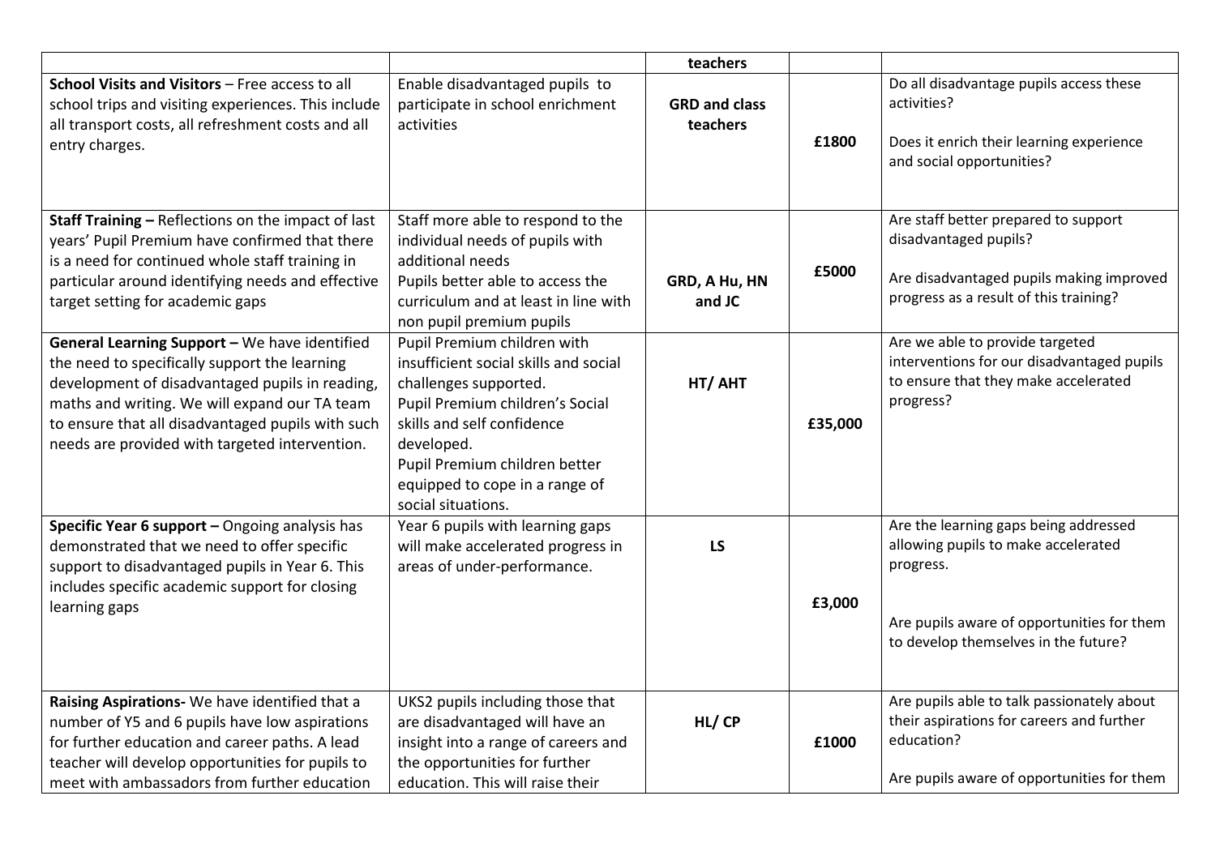| | | | | |
|---|---|---|---|---|
| | | **teachers** | | |
| **School Visits and Visitors** – Free access to all school trips and visiting experiences. This include all transport costs, all refreshment costs and all entry charges. | Enable disadvantaged pupils to participate in school enrichment activities | **GRD and class teachers** | **£1800** | Do all disadvantage pupils access these activities?<br><br>Does it enrich their learning experience and social opportunities? |
| **Staff Training –** Reflections on the impact of last years' Pupil Premium have confirmed that there is a need for continued whole staff training in particular around identifying needs and effective target setting for academic gaps | Staff more able to respond to the individual needs of pupils with additional needs<br>Pupils better able to access the curriculum and at least in line with non pupil premium pupils | **GRD, A Hu, HN and JC** | **£5000** | Are staff better prepared to support disadvantaged pupils?<br><br>Are disadvantaged pupils making improved progress as a result of this training? |
| **General Learning Support –** We have identified the need to specifically support the learning development of disadvantaged pupils in reading, maths and writing. We will expand our TA team to ensure that all disadvantaged pupils with such needs are provided with targeted intervention. | Pupil Premium children with insufficient social skills and social challenges supported.<br>Pupil Premium children's Social skills and self confidence developed.<br>Pupil Premium children better equipped to cope in a range of social situations. | **HT/ AHT** | **£35,000** | Are we able to provide targeted interventions for our disadvantaged pupils to ensure that they make accelerated progress? |
| **Specific Year 6 support –** Ongoing analysis has demonstrated that we need to offer specific support to disadvantaged pupils in Year 6. This includes specific academic support for closing learning gaps | Year 6 pupils with learning gaps will make accelerated progress in areas of under-performance. | **LS** | **£3,000** | Are the learning gaps being addressed allowing pupils to make accelerated progress.<br><br>Are pupils aware of opportunities for them to develop themselves in the future? |
| **Raising Aspirations-** We have identified that a number of Y5 and 6 pupils have low aspirations for further education and career paths. A lead teacher will develop opportunities for pupils to meet with ambassadors from further education | UKS2 pupils including those that are disadvantaged will have an insight into a range of careers and the opportunities for further education. This will raise their | **HL/ CP** | **£1000** | Are pupils able to talk passionately about their aspirations for careers and further education?<br><br>Are pupils aware of opportunities for them |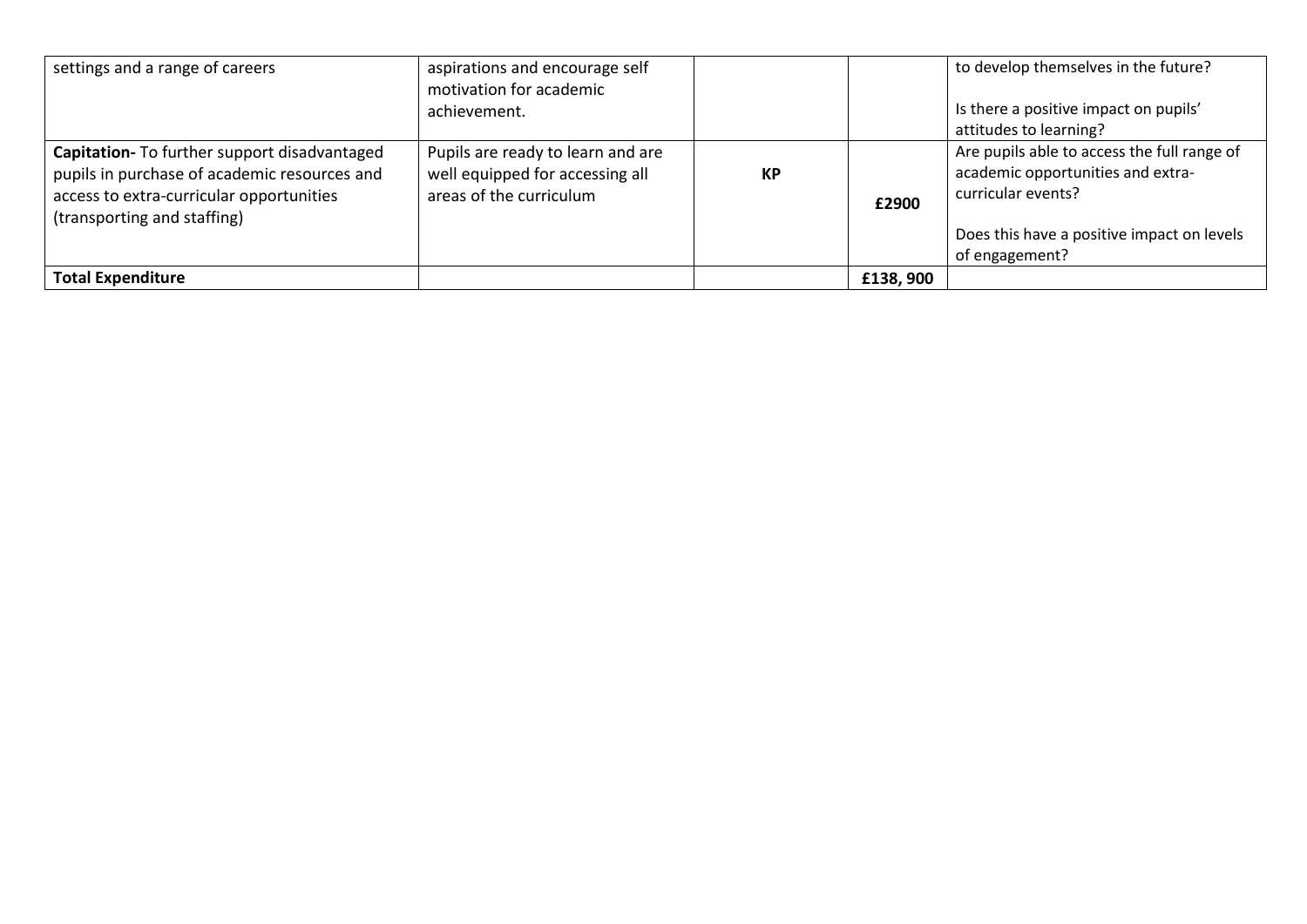| | | | | |
|---|---|---|---|---|
| settings and a range of careers | aspirations and encourage self motivation for academic achievement. | | | to develop themselves in the future?<br><br>Is there a positive impact on pupils' attitudes to learning? |
| **Capitation-** To further support disadvantaged pupils in purchase of academic resources and access to extra-curricular opportunities (transporting and staffing) | Pupils are ready to learn and are well equipped for accessing all areas of the curriculum | **KP** | **£2900** | Are pupils able to access the full range of academic opportunities and extra-curricular events?<br><br>Does this have a positive impact on levels of engagement? |
| **Total Expenditure** | | | **£138, 900** | |